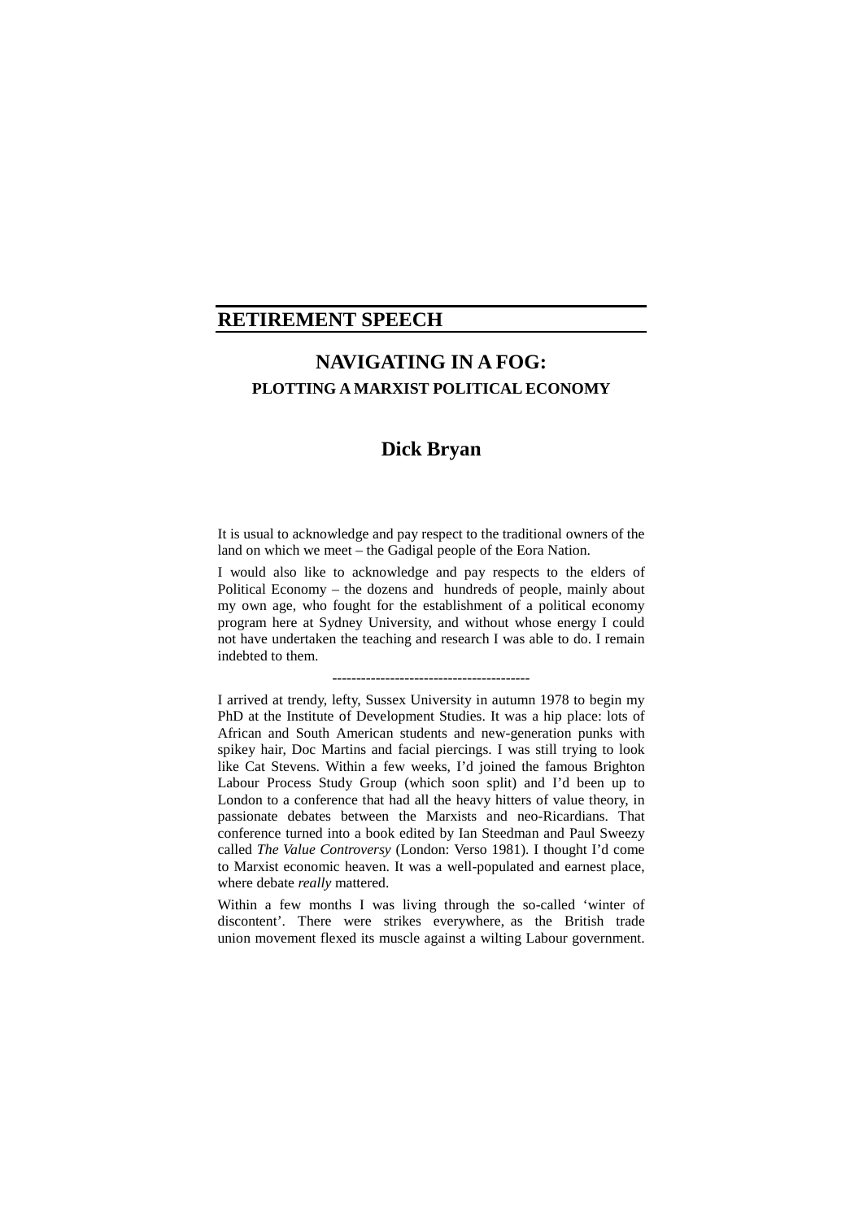## RETIREMENT SPEECH

# NAVIGATING IN A FOG:
### PLOTTING A MARXIST POLITICAL ECONOMY

## Dick Bryan

It is usual to acknowledge and pay respect to the traditional owners of the land on which we meet – the Gadigal people of the Eora Nation.

I would also like to acknowledge and pay respects to the elders of Political Economy – the dozens and hundreds of people, mainly about my own age, who fought for the establishment of a political economy program here at Sydney University, and without whose energy I could not have undertaken the teaching and research I was able to do. I remain indebted to them.

----------------------------------------

I arrived at trendy, lefty, Sussex University in autumn 1978 to begin my PhD at the Institute of Development Studies. It was a hip place: lots of African and South American students and new-generation punks with spikey hair, Doc Martins and facial piercings. I was still trying to look like Cat Stevens. Within a few weeks, I'd joined the famous Brighton Labour Process Study Group (which soon split) and I'd been up to London to a conference that had all the heavy hitters of value theory, in passionate debates between the Marxists and neo-Ricardians. That conference turned into a book edited by Ian Steedman and Paul Sweezy called *The Value Controversy* (London: Verso 1981). I thought I'd come to Marxist economic heaven. It was a well-populated and earnest place, where debate *really* mattered.

Within a few months I was living through the so-called 'winter of discontent'. There were strikes everywhere, as the British trade union movement flexed its muscle against a wilting Labour government.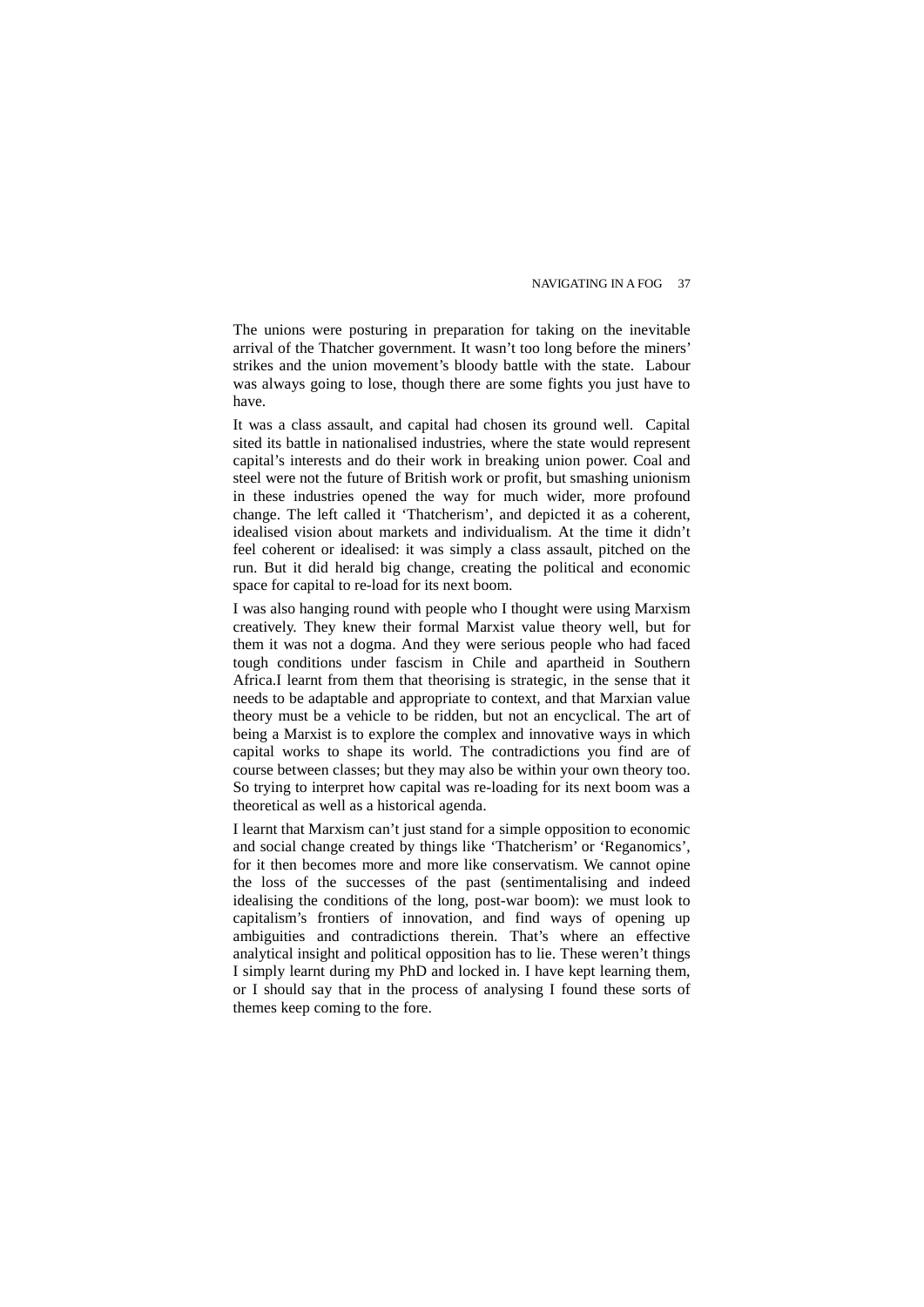The unions were posturing in preparation for taking on the inevitable arrival of the Thatcher government. It wasn't too long before the miners' strikes and the union movement's bloody battle with the state. Labour was always going to lose, though there are some fights you just have to have.

It was a class assault, and capital had chosen its ground well. Capital sited its battle in nationalised industries, where the state would represent capital's interests and do their work in breaking union power. Coal and steel were not the future of British work or profit, but smashing unionism in these industries opened the way for much wider, more profound change. The left called it 'Thatcherism', and depicted it as a coherent, idealised vision about markets and individualism. At the time it didn't feel coherent or idealised: it was simply a class assault, pitched on the run. But it did herald big change, creating the political and economic space for capital to re-load for its next boom.

I was also hanging round with people who I thought were using Marxism creatively. They knew their formal Marxist value theory well, but for them it was not a dogma. And they were serious people who had faced tough conditions under fascism in Chile and apartheid in Southern Africa.I learnt from them that theorising is strategic, in the sense that it needs to be adaptable and appropriate to context, and that Marxian value theory must be a vehicle to be ridden, but not an encyclical. The art of being a Marxist is to explore the complex and innovative ways in which capital works to shape its world. The contradictions you find are of course between classes; but they may also be within your own theory too. So trying to interpret how capital was re-loading for its next boom was a theoretical as well as a historical agenda.

I learnt that Marxism can't just stand for a simple opposition to economic and social change created by things like 'Thatcherism' or 'Reganomics', for it then becomes more and more like conservatism. We cannot opine the loss of the successes of the past (sentimentalising and indeed idealising the conditions of the long, post-war boom): we must look to capitalism's frontiers of innovation, and find ways of opening up ambiguities and contradictions therein. That's where an effective analytical insight and political opposition has to lie. These weren't things I simply learnt during my PhD and locked in. I have kept learning them, or I should say that in the process of analysing I found these sorts of themes keep coming to the fore.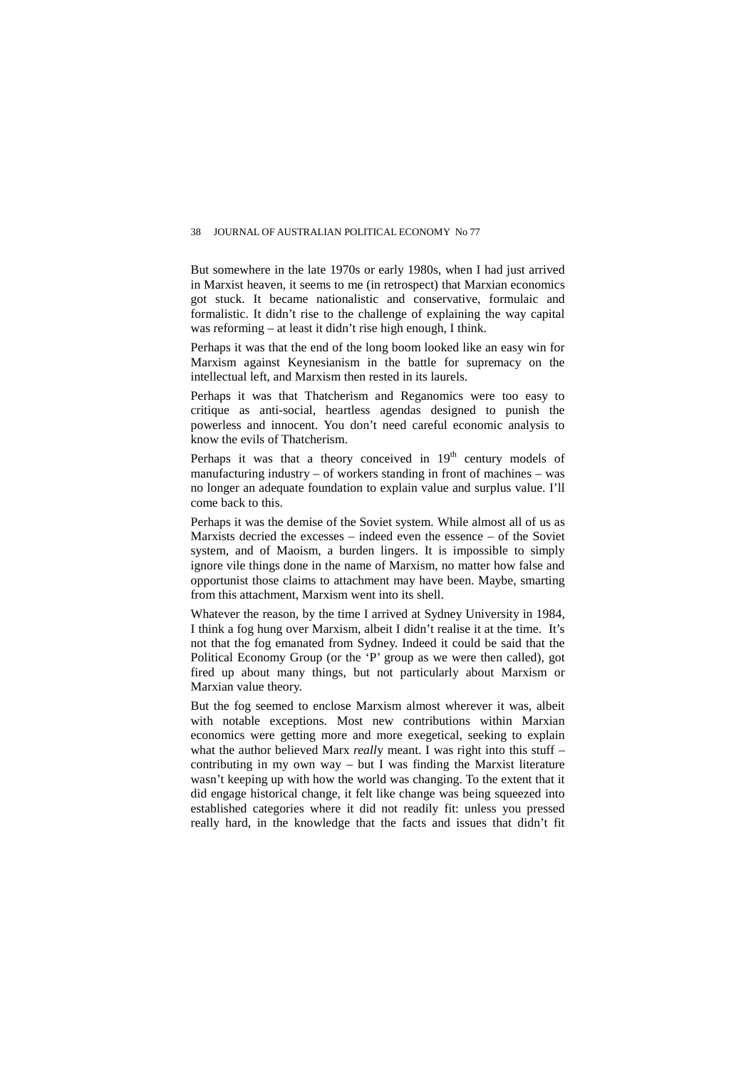But somewhere in the late 1970s or early 1980s, when I had just arrived in Marxist heaven, it seems to me (in retrospect) that Marxian economics got stuck. It became nationalistic and conservative, formulaic and formalistic. It didn't rise to the challenge of explaining the way capital was reforming – at least it didn't rise high enough, I think.

Perhaps it was that the end of the long boom looked like an easy win for Marxism against Keynesianism in the battle for supremacy on the intellectual left, and Marxism then rested in its laurels.

Perhaps it was that Thatcherism and Reganomics were too easy to critique as anti-social, heartless agendas designed to punish the powerless and innocent. You don't need careful economic analysis to know the evils of Thatcherism.

Perhaps it was that a theory conceived in 19th century models of manufacturing industry – of workers standing in front of machines – was no longer an adequate foundation to explain value and surplus value. I'll come back to this.

Perhaps it was the demise of the Soviet system. While almost all of us as Marxists decried the excesses – indeed even the essence – of the Soviet system, and of Maoism, a burden lingers. It is impossible to simply ignore vile things done in the name of Marxism, no matter how false and opportunist those claims to attachment may have been. Maybe, smarting from this attachment, Marxism went into its shell.

Whatever the reason, by the time I arrived at Sydney University in 1984, I think a fog hung over Marxism, albeit I didn't realise it at the time. It's not that the fog emanated from Sydney. Indeed it could be said that the Political Economy Group (or the 'P' group as we were then called), got fired up about many things, but not particularly about Marxism or Marxian value theory.

But the fog seemed to enclose Marxism almost wherever it was, albeit with notable exceptions. Most new contributions within Marxian economics were getting more and more exegetical, seeking to explain what the author believed Marx *reall*y meant. I was right into this stuff – contributing in my own way – but I was finding the Marxist literature wasn't keeping up with how the world was changing. To the extent that it did engage historical change, it felt like change was being squeezed into established categories where it did not readily fit: unless you pressed really hard, in the knowledge that the facts and issues that didn't fit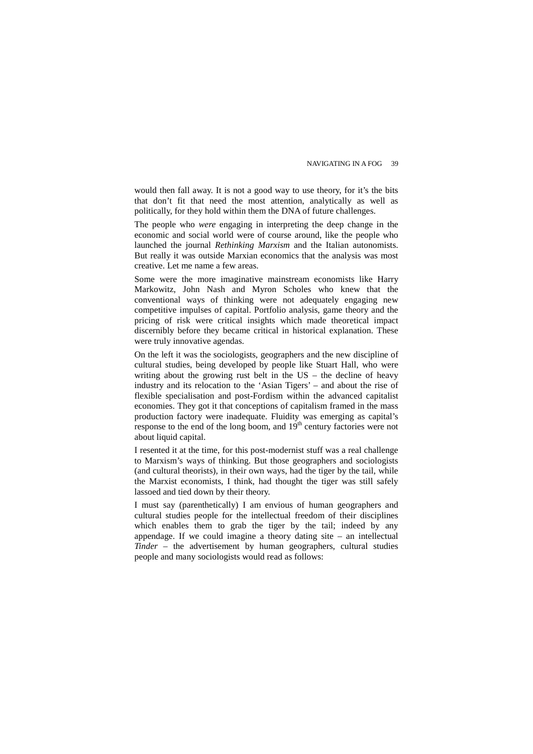would then fall away. It is not a good way to use theory, for it's the bits that don't fit that need the most attention, analytically as well as politically, for they hold within them the DNA of future challenges.

The people who *were* engaging in interpreting the deep change in the economic and social world were of course around, like the people who launched the journal *Rethinking Marxism* and the Italian autonomists. But really it was outside Marxian economics that the analysis was most creative. Let me name a few areas.

Some were the more imaginative mainstream economists like Harry Markowitz, John Nash and Myron Scholes who knew that the conventional ways of thinking were not adequately engaging new competitive impulses of capital. Portfolio analysis, game theory and the pricing of risk were critical insights which made theoretical impact discernibly before they became critical in historical explanation. These were truly innovative agendas.

On the left it was the sociologists, geographers and the new discipline of cultural studies, being developed by people like Stuart Hall, who were writing about the growing rust belt in the US – the decline of heavy industry and its relocation to the 'Asian Tigers' – and about the rise of flexible specialisation and post-Fordism within the advanced capitalist economies. They got it that conceptions of capitalism framed in the mass production factory were inadequate. Fluidity was emerging as capital's response to the end of the long boom, and 19th century factories were not about liquid capital.

I resented it at the time, for this post-modernist stuff was a real challenge to Marxism's ways of thinking. But those geographers and sociologists (and cultural theorists), in their own ways, had the tiger by the tail, while the Marxist economists, I think, had thought the tiger was still safely lassoed and tied down by their theory.

I must say (parenthetically) I am envious of human geographers and cultural studies people for the intellectual freedom of their disciplines which enables them to grab the tiger by the tail; indeed by any appendage. If we could imagine a theory dating site – an intellectual *Tinder* – the advertisement by human geographers, cultural studies people and many sociologists would read as follows: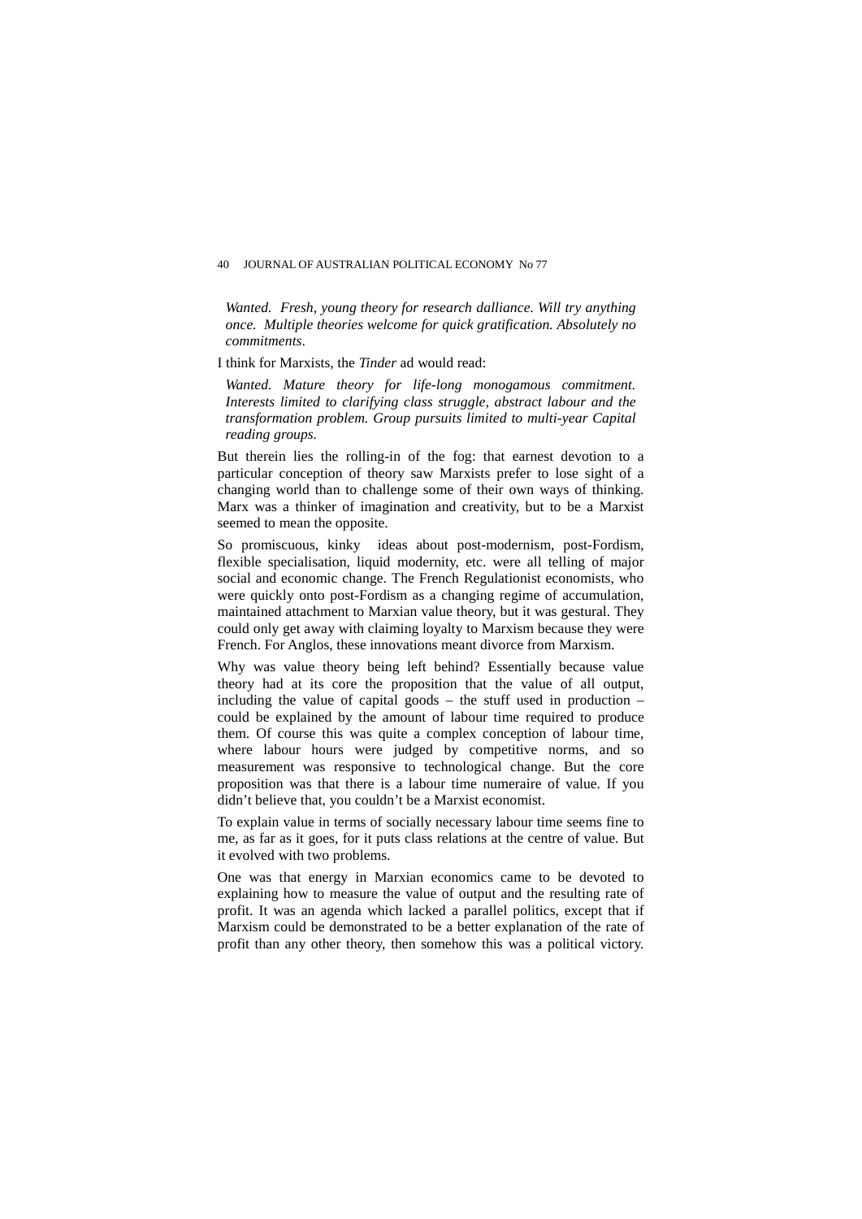*Wanted. Fresh, young theory for research dalliance. Will try anything once. Multiple theories welcome for quick gratification. Absolutely no commitments.*

I think for Marxists, the *Tinder* ad would read:

*Wanted. Mature theory for life-long monogamous commitment. Interests limited to clarifying class struggle, abstract labour and the transformation problem. Group pursuits limited to multi-year Capital reading groups.*

But therein lies the rolling-in of the fog: that earnest devotion to a particular conception of theory saw Marxists prefer to lose sight of a changing world than to challenge some of their own ways of thinking. Marx was a thinker of imagination and creativity, but to be a Marxist seemed to mean the opposite.

So promiscuous, kinky ideas about post-modernism, post-Fordism, flexible specialisation, liquid modernity, etc. were all telling of major social and economic change. The French Regulationist economists, who were quickly onto post-Fordism as a changing regime of accumulation, maintained attachment to Marxian value theory, but it was gestural. They could only get away with claiming loyalty to Marxism because they were French. For Anglos, these innovations meant divorce from Marxism.

Why was value theory being left behind? Essentially because value theory had at its core the proposition that the value of all output, including the value of capital goods – the stuff used in production – could be explained by the amount of labour time required to produce them. Of course this was quite a complex conception of labour time, where labour hours were judged by competitive norms, and so measurement was responsive to technological change. But the core proposition was that there is a labour time numeraire of value. If you didn't believe that, you couldn't be a Marxist economist.

To explain value in terms of socially necessary labour time seems fine to me, as far as it goes, for it puts class relations at the centre of value. But it evolved with two problems.

One was that energy in Marxian economics came to be devoted to explaining how to measure the value of output and the resulting rate of profit. It was an agenda which lacked a parallel politics, except that if Marxism could be demonstrated to be a better explanation of the rate of profit than any other theory, then somehow this was a political victory.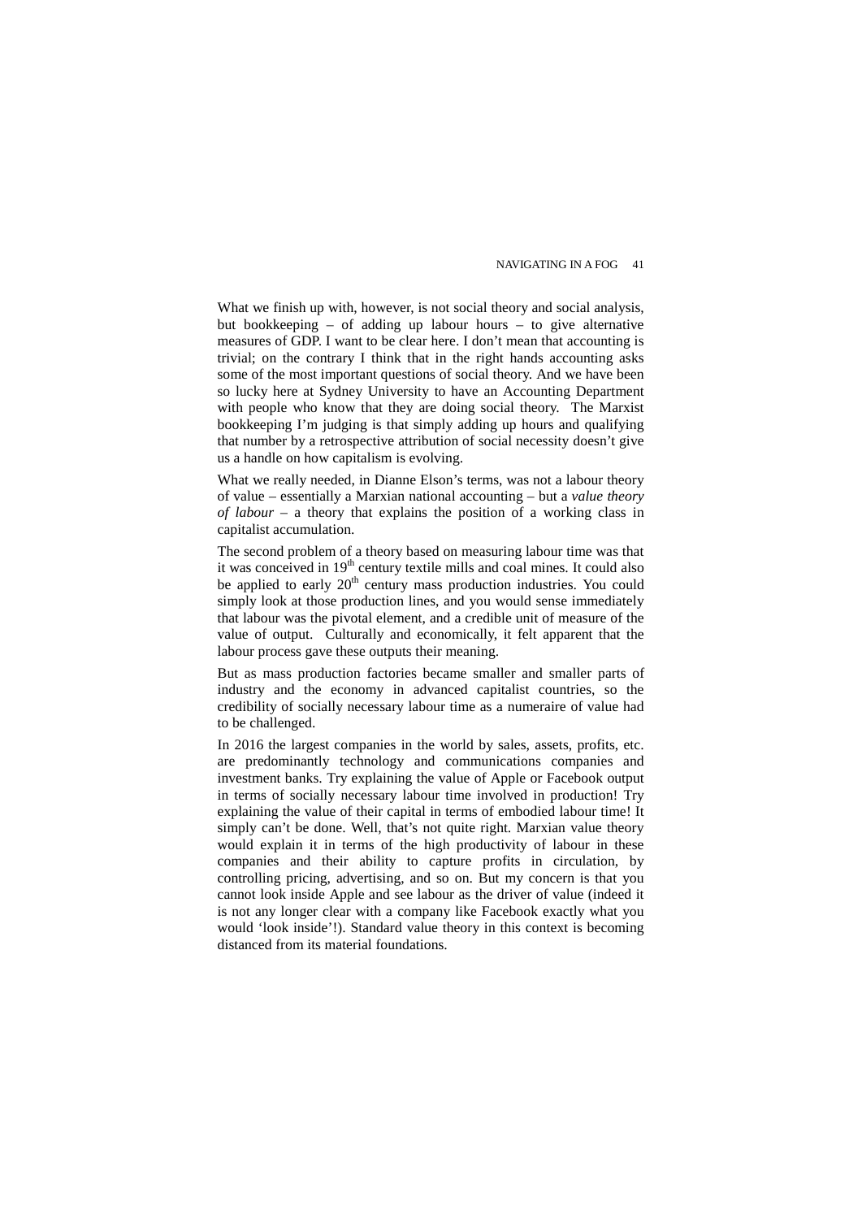What we finish up with, however, is not social theory and social analysis, but bookkeeping – of adding up labour hours – to give alternative measures of GDP. I want to be clear here. I don't mean that accounting is trivial; on the contrary I think that in the right hands accounting asks some of the most important questions of social theory. And we have been so lucky here at Sydney University to have an Accounting Department with people who know that they are doing social theory. The Marxist bookkeeping I'm judging is that simply adding up hours and qualifying that number by a retrospective attribution of social necessity doesn't give us a handle on how capitalism is evolving.

What we really needed, in Dianne Elson's terms, was not a labour theory of value – essentially a Marxian national accounting – but a *value theory of labour* – a theory that explains the position of a working class in capitalist accumulation.

The second problem of a theory based on measuring labour time was that it was conceived in 19th century textile mills and coal mines. It could also be applied to early 20th century mass production industries. You could simply look at those production lines, and you would sense immediately that labour was the pivotal element, and a credible unit of measure of the value of output. Culturally and economically, it felt apparent that the labour process gave these outputs their meaning.

But as mass production factories became smaller and smaller parts of industry and the economy in advanced capitalist countries, so the credibility of socially necessary labour time as a numeraire of value had to be challenged.

In 2016 the largest companies in the world by sales, assets, profits, etc. are predominantly technology and communications companies and investment banks. Try explaining the value of Apple or Facebook output in terms of socially necessary labour time involved in production! Try explaining the value of their capital in terms of embodied labour time! It simply can't be done. Well, that's not quite right. Marxian value theory would explain it in terms of the high productivity of labour in these companies and their ability to capture profits in circulation, by controlling pricing, advertising, and so on. But my concern is that you cannot look inside Apple and see labour as the driver of value (indeed it is not any longer clear with a company like Facebook exactly what you would 'look inside'!). Standard value theory in this context is becoming distanced from its material foundations.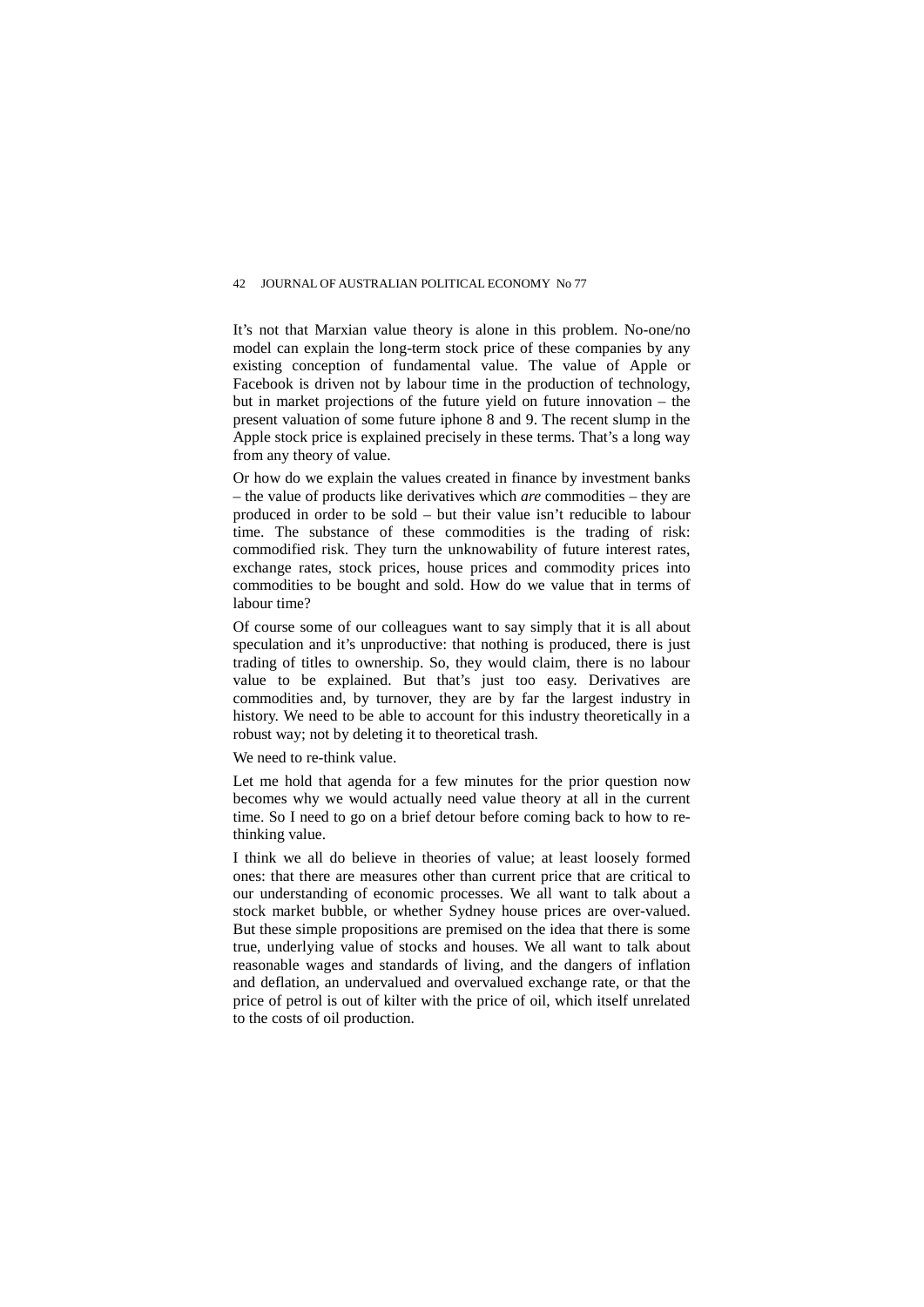It's not that Marxian value theory is alone in this problem. No-one/no model can explain the long-term stock price of these companies by any existing conception of fundamental value. The value of Apple or Facebook is driven not by labour time in the production of technology, but in market projections of the future yield on future innovation – the present valuation of some future iphone 8 and 9. The recent slump in the Apple stock price is explained precisely in these terms. That's a long way from any theory of value.

Or how do we explain the values created in finance by investment banks – the value of products like derivatives which *are* commodities – they are produced in order to be sold – but their value isn't reducible to labour time. The substance of these commodities is the trading of risk: commodified risk. They turn the unknowability of future interest rates, exchange rates, stock prices, house prices and commodity prices into commodities to be bought and sold. How do we value that in terms of labour time?

Of course some of our colleagues want to say simply that it is all about speculation and it's unproductive: that nothing is produced, there is just trading of titles to ownership. So, they would claim, there is no labour value to be explained. But that's just too easy. Derivatives are commodities and, by turnover, they are by far the largest industry in history. We need to be able to account for this industry theoretically in a robust way; not by deleting it to theoretical trash.

We need to re-think value.

Let me hold that agenda for a few minutes for the prior question now becomes why we would actually need value theory at all in the current time. So I need to go on a brief detour before coming back to how to re-thinking value.

I think we all do believe in theories of value; at least loosely formed ones: that there are measures other than current price that are critical to our understanding of economic processes. We all want to talk about a stock market bubble, or whether Sydney house prices are over-valued. But these simple propositions are premised on the idea that there is some true, underlying value of stocks and houses. We all want to talk about reasonable wages and standards of living, and the dangers of inflation and deflation, an undervalued and overvalued exchange rate, or that the price of petrol is out of kilter with the price of oil, which itself unrelated to the costs of oil production.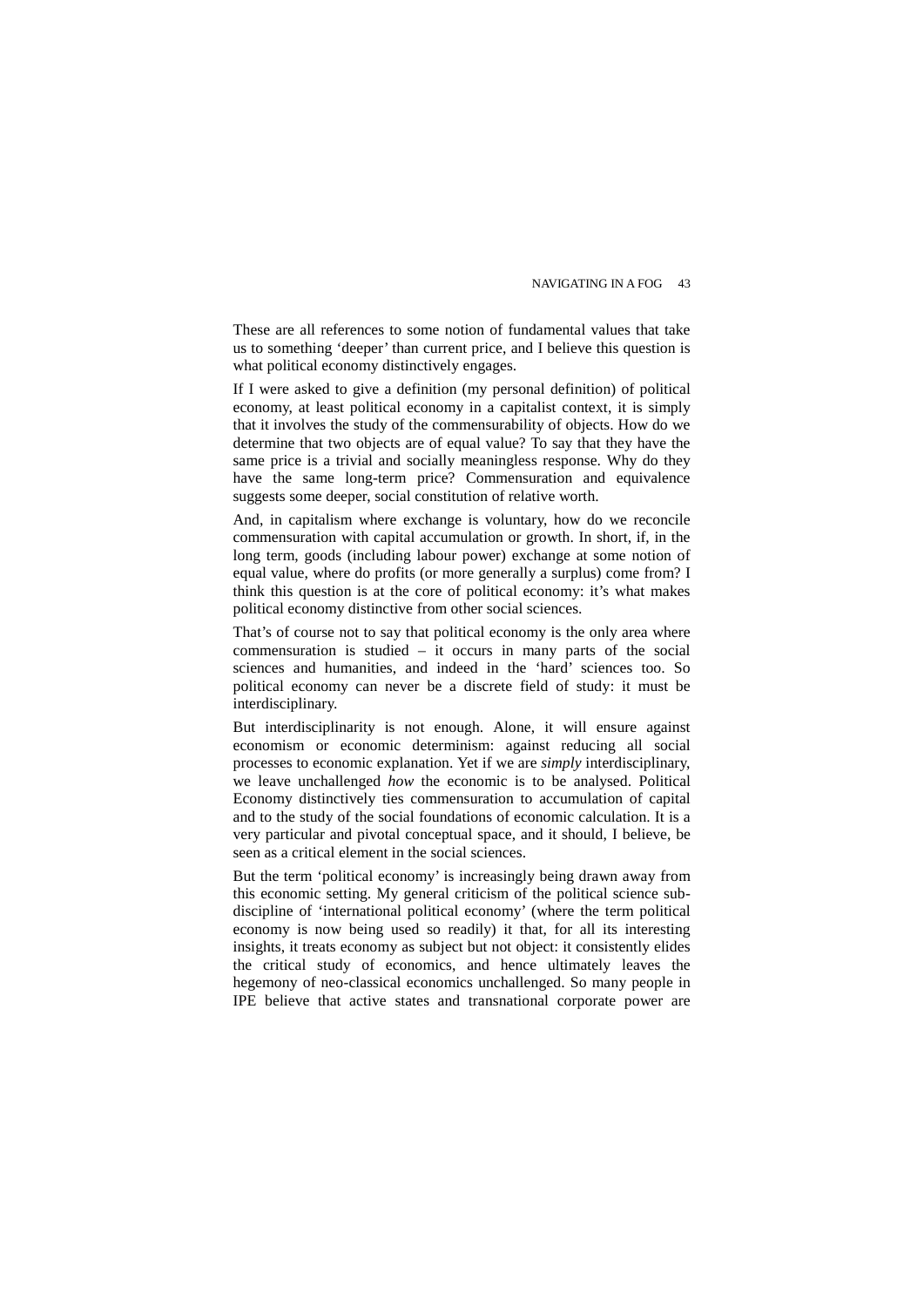These are all references to some notion of fundamental values that take us to something 'deeper' than current price, and I believe this question is what political economy distinctively engages.

If I were asked to give a definition (my personal definition) of political economy, at least political economy in a capitalist context, it is simply that it involves the study of the commensurability of objects. How do we determine that two objects are of equal value? To say that they have the same price is a trivial and socially meaningless response. Why do they have the same long-term price? Commensuration and equivalence suggests some deeper, social constitution of relative worth.

And, in capitalism where exchange is voluntary, how do we reconcile commensuration with capital accumulation or growth. In short, if, in the long term, goods (including labour power) exchange at some notion of equal value, where do profits (or more generally a surplus) come from? I think this question is at the core of political economy: it's what makes political economy distinctive from other social sciences.

That's of course not to say that political economy is the only area where commensuration is studied – it occurs in many parts of the social sciences and humanities, and indeed in the 'hard' sciences too. So political economy can never be a discrete field of study: it must be interdisciplinary.

But interdisciplinarity is not enough. Alone, it will ensure against economism or economic determinism: against reducing all social processes to economic explanation. Yet if we are *simply* interdisciplinary, we leave unchallenged *how* the economic is to be analysed. Political Economy distinctively ties commensuration to accumulation of capital and to the study of the social foundations of economic calculation. It is a very particular and pivotal conceptual space, and it should, I believe, be seen as a critical element in the social sciences.

But the term 'political economy' is increasingly being drawn away from this economic setting. My general criticism of the political science sub-discipline of 'international political economy' (where the term political economy is now being used so readily) it that, for all its interesting insights, it treats economy as subject but not object: it consistently elides the critical study of economics, and hence ultimately leaves the hegemony of neo-classical economics unchallenged. So many people in IPE believe that active states and transnational corporate power are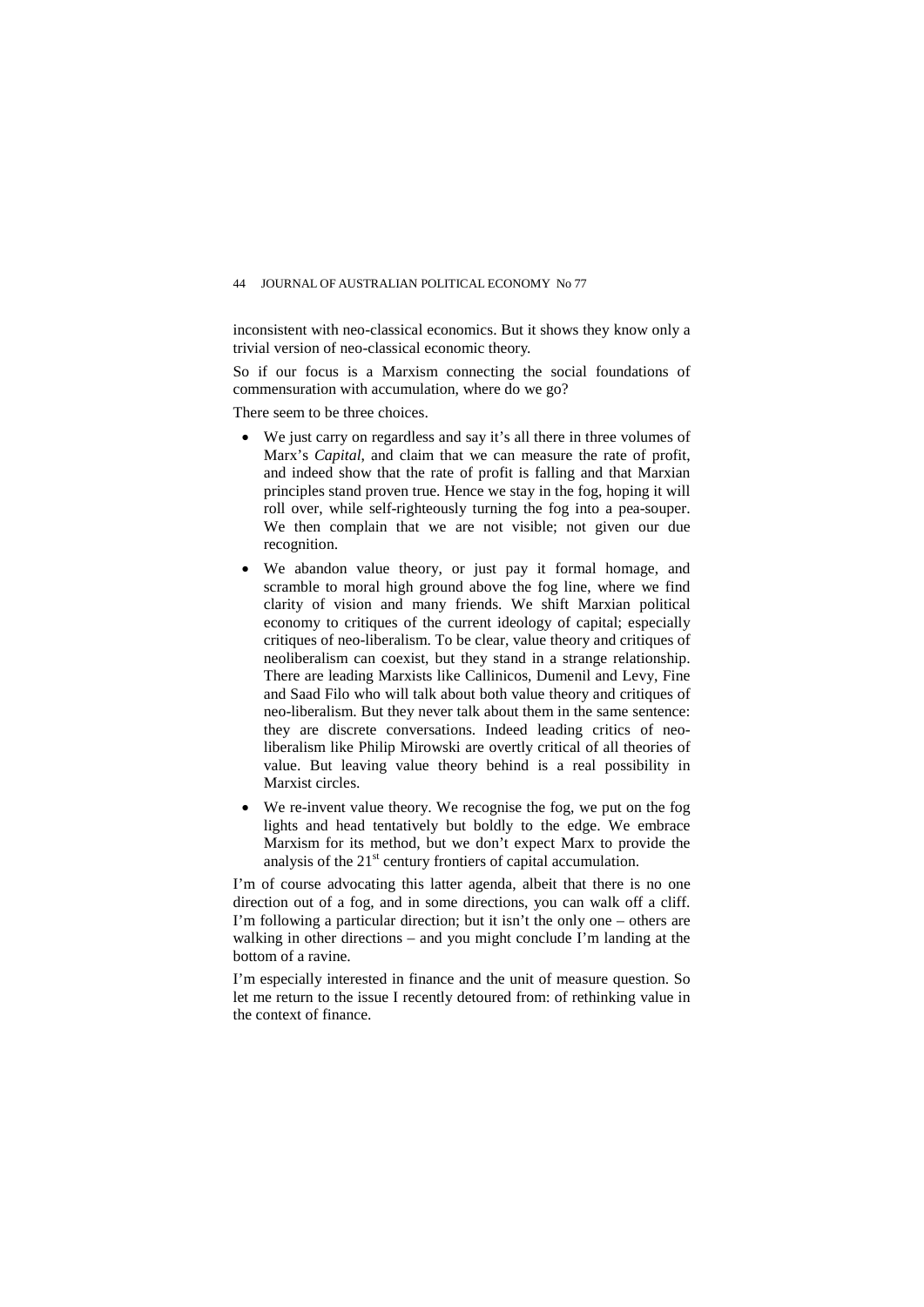inconsistent with neo-classical economics. But it shows they know only a trivial version of neo-classical economic theory.

So if our focus is a Marxism connecting the social foundations of commensuration with accumulation, where do we go?

There seem to be three choices.

- We just carry on regardless and say it's all there in three volumes of Marx's *Capital*, and claim that we can measure the rate of profit, and indeed show that the rate of profit is falling and that Marxian principles stand proven true. Hence we stay in the fog, hoping it will roll over, while self-righteously turning the fog into a pea-souper. We then complain that we are not visible; not given our due recognition.
- We abandon value theory, or just pay it formal homage, and scramble to moral high ground above the fog line, where we find clarity of vision and many friends. We shift Marxian political economy to critiques of the current ideology of capital; especially critiques of neo-liberalism. To be clear, value theory and critiques of neoliberalism can coexist, but they stand in a strange relationship. There are leading Marxists like Callinicos, Dumenil and Levy, Fine and Saad Filo who will talk about both value theory and critiques of neo-liberalism. But they never talk about them in the same sentence: they are discrete conversations. Indeed leading critics of neo-liberalism like Philip Mirowski are overtly critical of all theories of value. But leaving value theory behind is a real possibility in Marxist circles.
- We re-invent value theory. We recognise the fog, we put on the fog lights and head tentatively but boldly to the edge. We embrace Marxism for its method, but we don't expect Marx to provide the analysis of the 21st century frontiers of capital accumulation.

I'm of course advocating this latter agenda, albeit that there is no one direction out of a fog, and in some directions, you can walk off a cliff. I'm following a particular direction; but it isn't the only one – others are walking in other directions – and you might conclude I'm landing at the bottom of a ravine.

I'm especially interested in finance and the unit of measure question. So let me return to the issue I recently detoured from: of rethinking value in the context of finance.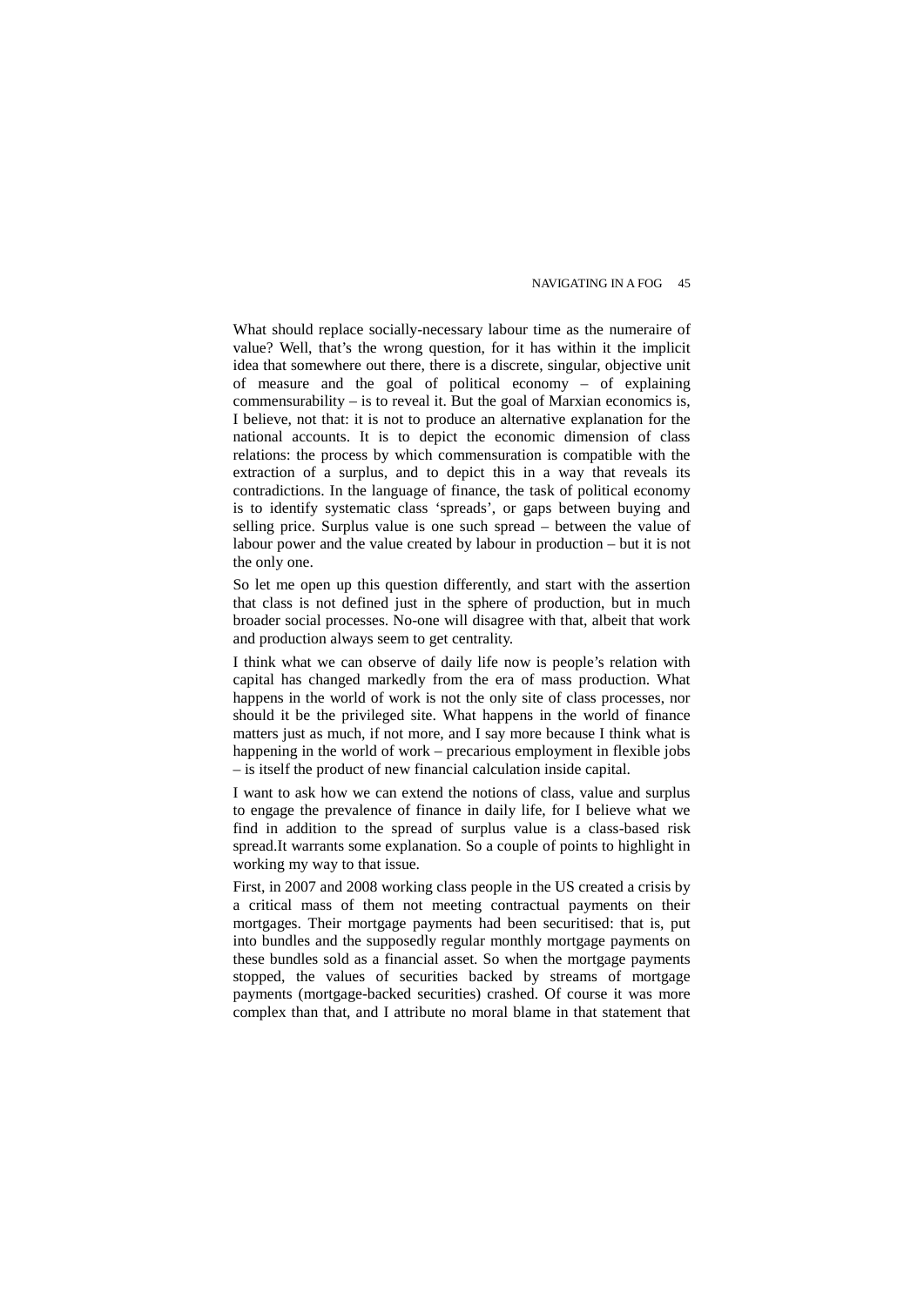What should replace socially-necessary labour time as the numeraire of value? Well, that's the wrong question, for it has within it the implicit idea that somewhere out there, there is a discrete, singular, objective unit of measure and the goal of political economy – of explaining commensurability – is to reveal it. But the goal of Marxian economics is, I believe, not that: it is not to produce an alternative explanation for the national accounts. It is to depict the economic dimension of class relations: the process by which commensuration is compatible with the extraction of a surplus, and to depict this in a way that reveals its contradictions. In the language of finance, the task of political economy is to identify systematic class 'spreads', or gaps between buying and selling price. Surplus value is one such spread – between the value of labour power and the value created by labour in production – but it is not the only one.

So let me open up this question differently, and start with the assertion that class is not defined just in the sphere of production, but in much broader social processes. No-one will disagree with that, albeit that work and production always seem to get centrality.

I think what we can observe of daily life now is people's relation with capital has changed markedly from the era of mass production. What happens in the world of work is not the only site of class processes, nor should it be the privileged site. What happens in the world of finance matters just as much, if not more, and I say more because I think what is happening in the world of work – precarious employment in flexible jobs – is itself the product of new financial calculation inside capital.

I want to ask how we can extend the notions of class, value and surplus to engage the prevalence of finance in daily life, for I believe what we find in addition to the spread of surplus value is a class-based risk spread.It warrants some explanation. So a couple of points to highlight in working my way to that issue.

First, in 2007 and 2008 working class people in the US created a crisis by a critical mass of them not meeting contractual payments on their mortgages. Their mortgage payments had been securitised: that is, put into bundles and the supposedly regular monthly mortgage payments on these bundles sold as a financial asset. So when the mortgage payments stopped, the values of securities backed by streams of mortgage payments (mortgage-backed securities) crashed. Of course it was more complex than that, and I attribute no moral blame in that statement that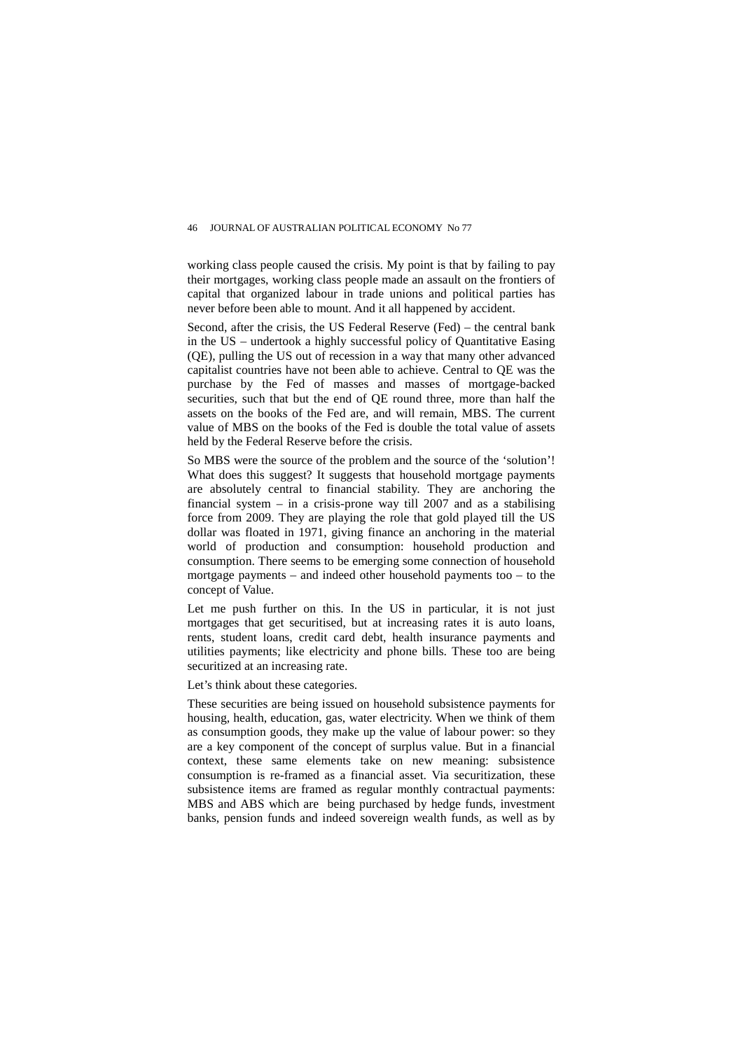working class people caused the crisis. My point is that by failing to pay their mortgages, working class people made an assault on the frontiers of capital that organized labour in trade unions and political parties has never before been able to mount. And it all happened by accident.

Second, after the crisis, the US Federal Reserve (Fed) – the central bank in the US – undertook a highly successful policy of Quantitative Easing (QE), pulling the US out of recession in a way that many other advanced capitalist countries have not been able to achieve. Central to QE was the purchase by the Fed of masses and masses of mortgage-backed securities, such that but the end of QE round three, more than half the assets on the books of the Fed are, and will remain, MBS. The current value of MBS on the books of the Fed is double the total value of assets held by the Federal Reserve before the crisis.

So MBS were the source of the problem and the source of the 'solution'! What does this suggest? It suggests that household mortgage payments are absolutely central to financial stability. They are anchoring the financial system – in a crisis-prone way till 2007 and as a stabilising force from 2009. They are playing the role that gold played till the US dollar was floated in 1971, giving finance an anchoring in the material world of production and consumption: household production and consumption. There seems to be emerging some connection of household mortgage payments – and indeed other household payments too – to the concept of Value.

Let me push further on this. In the US in particular, it is not just mortgages that get securitised, but at increasing rates it is auto loans, rents, student loans, credit card debt, health insurance payments and utilities payments; like electricity and phone bills. These too are being securitized at an increasing rate.

Let's think about these categories.

These securities are being issued on household subsistence payments for housing, health, education, gas, water electricity. When we think of them as consumption goods, they make up the value of labour power: so they are a key component of the concept of surplus value. But in a financial context, these same elements take on new meaning: subsistence consumption is re-framed as a financial asset. Via securitization, these subsistence items are framed as regular monthly contractual payments: MBS and ABS which are being purchased by hedge funds, investment banks, pension funds and indeed sovereign wealth funds, as well as by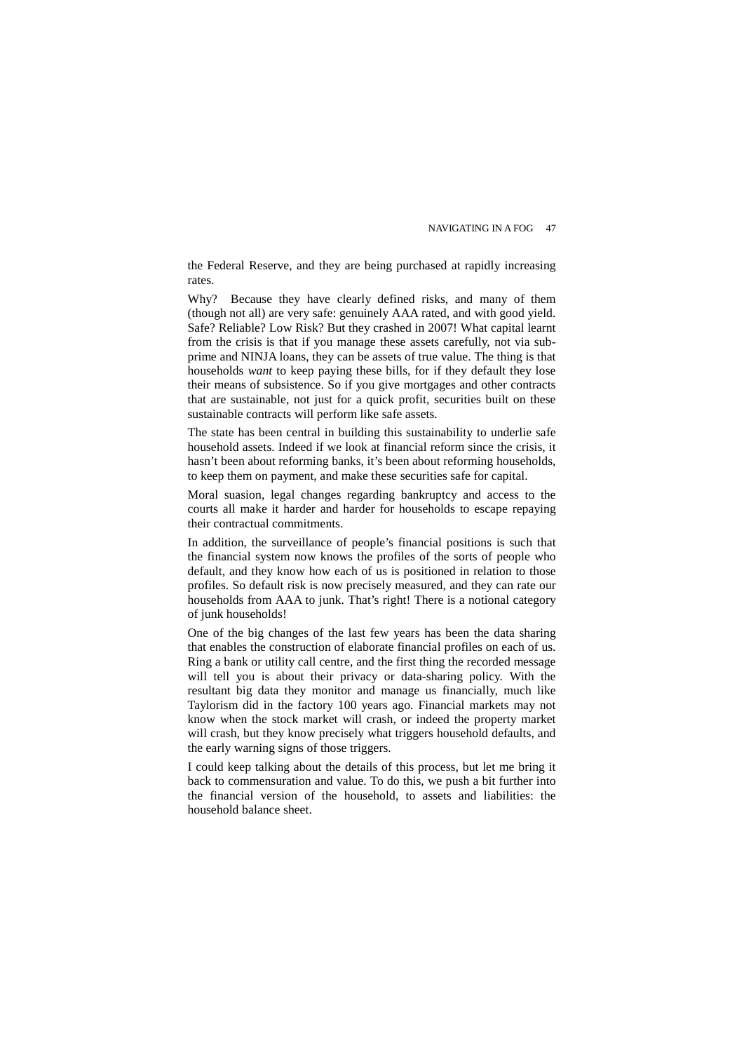the Federal Reserve, and they are being purchased at rapidly increasing rates.

Why? Because they have clearly defined risks, and many of them (though not all) are very safe: genuinely AAA rated, and with good yield. Safe? Reliable? Low Risk? But they crashed in 2007! What capital learnt from the crisis is that if you manage these assets carefully, not via sub-prime and NINJA loans, they can be assets of true value. The thing is that households *want* to keep paying these bills, for if they default they lose their means of subsistence. So if you give mortgages and other contracts that are sustainable, not just for a quick profit, securities built on these sustainable contracts will perform like safe assets.

The state has been central in building this sustainability to underlie safe household assets. Indeed if we look at financial reform since the crisis, it hasn't been about reforming banks, it's been about reforming households, to keep them on payment, and make these securities safe for capital.

Moral suasion, legal changes regarding bankruptcy and access to the courts all make it harder and harder for households to escape repaying their contractual commitments.

In addition, the surveillance of people's financial positions is such that the financial system now knows the profiles of the sorts of people who default, and they know how each of us is positioned in relation to those profiles. So default risk is now precisely measured, and they can rate our households from AAA to junk. That's right! There is a notional category of junk households!

One of the big changes of the last few years has been the data sharing that enables the construction of elaborate financial profiles on each of us. Ring a bank or utility call centre, and the first thing the recorded message will tell you is about their privacy or data-sharing policy. With the resultant big data they monitor and manage us financially, much like Taylorism did in the factory 100 years ago. Financial markets may not know when the stock market will crash, or indeed the property market will crash, but they know precisely what triggers household defaults, and the early warning signs of those triggers.

I could keep talking about the details of this process, but let me bring it back to commensuration and value. To do this, we push a bit further into the financial version of the household, to assets and liabilities: the household balance sheet.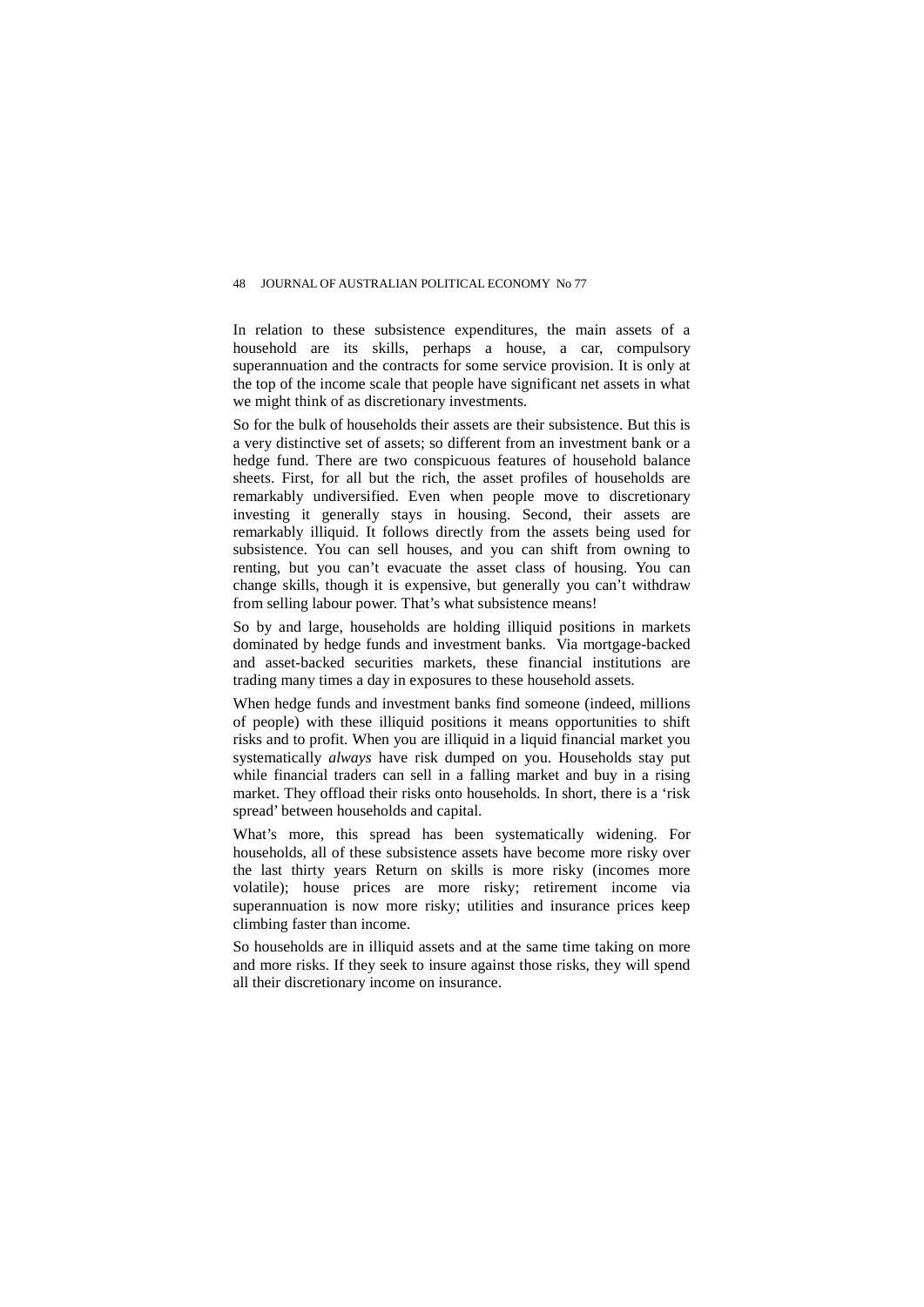In relation to these subsistence expenditures, the main assets of a household are its skills, perhaps a house, a car, compulsory superannuation and the contracts for some service provision. It is only at the top of the income scale that people have significant net assets in what we might think of as discretionary investments.

So for the bulk of households their assets are their subsistence. But this is a very distinctive set of assets; so different from an investment bank or a hedge fund. There are two conspicuous features of household balance sheets. First, for all but the rich, the asset profiles of households are remarkably undiversified. Even when people move to discretionary investing it generally stays in housing. Second, their assets are remarkably illiquid. It follows directly from the assets being used for subsistence. You can sell houses, and you can shift from owning to renting, but you can't evacuate the asset class of housing. You can change skills, though it is expensive, but generally you can't withdraw from selling labour power. That's what subsistence means!

So by and large, households are holding illiquid positions in markets dominated by hedge funds and investment banks. Via mortgage-backed and asset-backed securities markets, these financial institutions are trading many times a day in exposures to these household assets.

When hedge funds and investment banks find someone (indeed, millions of people) with these illiquid positions it means opportunities to shift risks and to profit. When you are illiquid in a liquid financial market you systematically *always* have risk dumped on you. Households stay put while financial traders can sell in a falling market and buy in a rising market. They offload their risks onto households. In short, there is a 'risk spread' between households and capital.

What's more, this spread has been systematically widening. For households, all of these subsistence assets have become more risky over the last thirty years Return on skills is more risky (incomes more volatile); house prices are more risky; retirement income via superannuation is now more risky; utilities and insurance prices keep climbing faster than income.

So households are in illiquid assets and at the same time taking on more and more risks. If they seek to insure against those risks, they will spend all their discretionary income on insurance.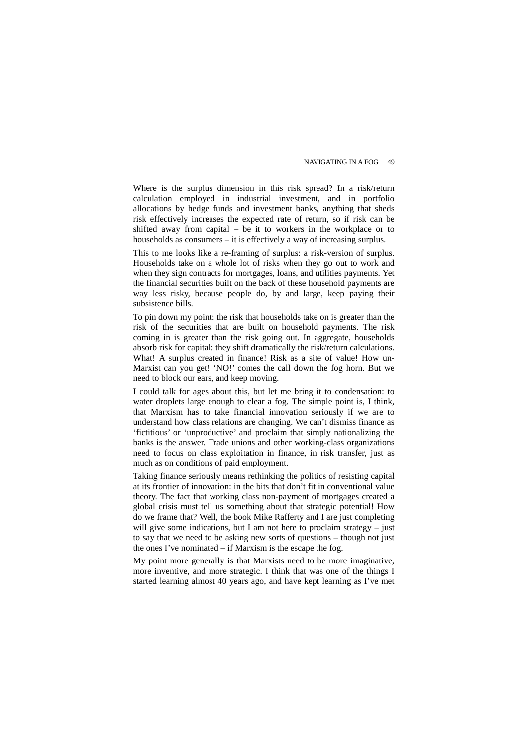Where is the surplus dimension in this risk spread? In a risk/return calculation employed in industrial investment, and in portfolio allocations by hedge funds and investment banks, anything that sheds risk effectively increases the expected rate of return, so if risk can be shifted away from capital – be it to workers in the workplace or to households as consumers – it is effectively a way of increasing surplus.

This to me looks like a re-framing of surplus: a risk-version of surplus. Households take on a whole lot of risks when they go out to work and when they sign contracts for mortgages, loans, and utilities payments. Yet the financial securities built on the back of these household payments are way less risky, because people do, by and large, keep paying their subsistence bills.

To pin down my point: the risk that households take on is greater than the risk of the securities that are built on household payments. The risk coming in is greater than the risk going out. In aggregate, households absorb risk for capital: they shift dramatically the risk/return calculations. What! A surplus created in finance! Risk as a site of value! How un-Marxist can you get! 'NO!' comes the call down the fog horn. But we need to block our ears, and keep moving.

I could talk for ages about this, but let me bring it to condensation: to water droplets large enough to clear a fog. The simple point is, I think, that Marxism has to take financial innovation seriously if we are to understand how class relations are changing. We can't dismiss finance as 'fictitious' or 'unproductive' and proclaim that simply nationalizing the banks is the answer. Trade unions and other working-class organizations need to focus on class exploitation in finance, in risk transfer, just as much as on conditions of paid employment.

Taking finance seriously means rethinking the politics of resisting capital at its frontier of innovation: in the bits that don't fit in conventional value theory. The fact that working class non-payment of mortgages created a global crisis must tell us something about that strategic potential! How do we frame that? Well, the book Mike Rafferty and I are just completing will give some indications, but I am not here to proclaim strategy – just to say that we need to be asking new sorts of questions – though not just the ones I've nominated – if Marxism is the escape the fog.

My point more generally is that Marxists need to be more imaginative, more inventive, and more strategic. I think that was one of the things I started learning almost 40 years ago, and have kept learning as I've met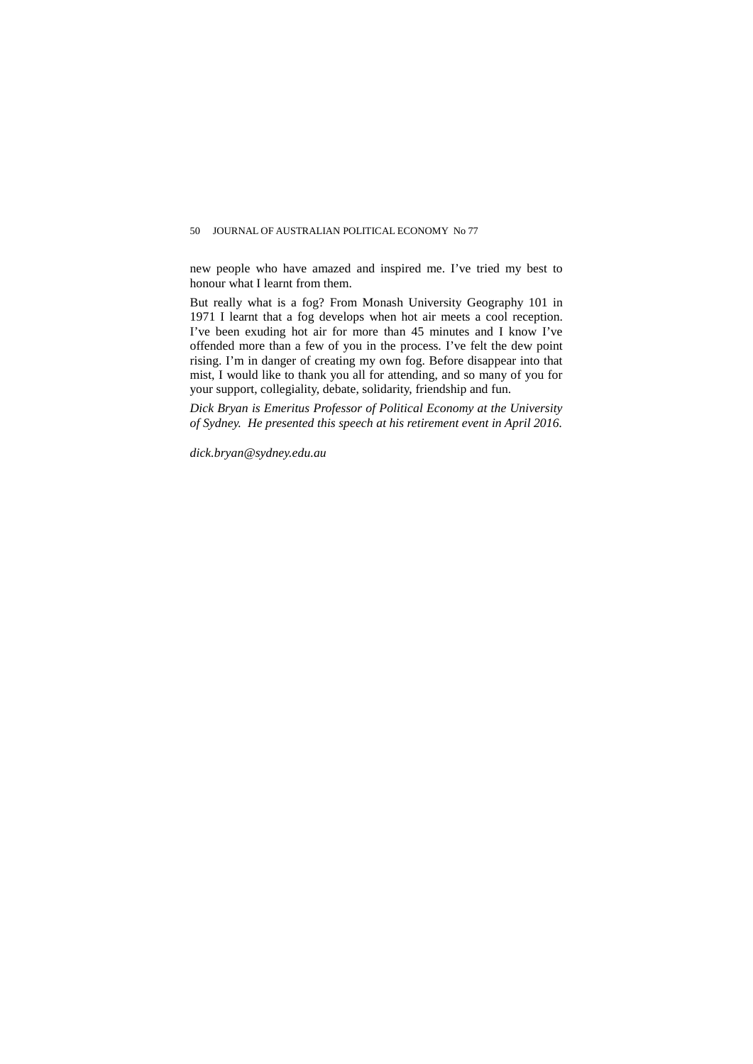new people who have amazed and inspired me. I've tried my best to honour what I learnt from them.

But really what is a fog? From Monash University Geography 101 in 1971 I learnt that a fog develops when hot air meets a cool reception. I've been exuding hot air for more than 45 minutes and I know I've offended more than a few of you in the process. I've felt the dew point rising. I'm in danger of creating my own fog. Before disappear into that mist, I would like to thank you all for attending, and so many of you for your support, collegiality, debate, solidarity, friendship and fun.

*Dick Bryan is Emeritus Professor of Political Economy at the University of Sydney. He presented this speech at his retirement event in April 2016.*

*dick.bryan@sydney.edu.au*